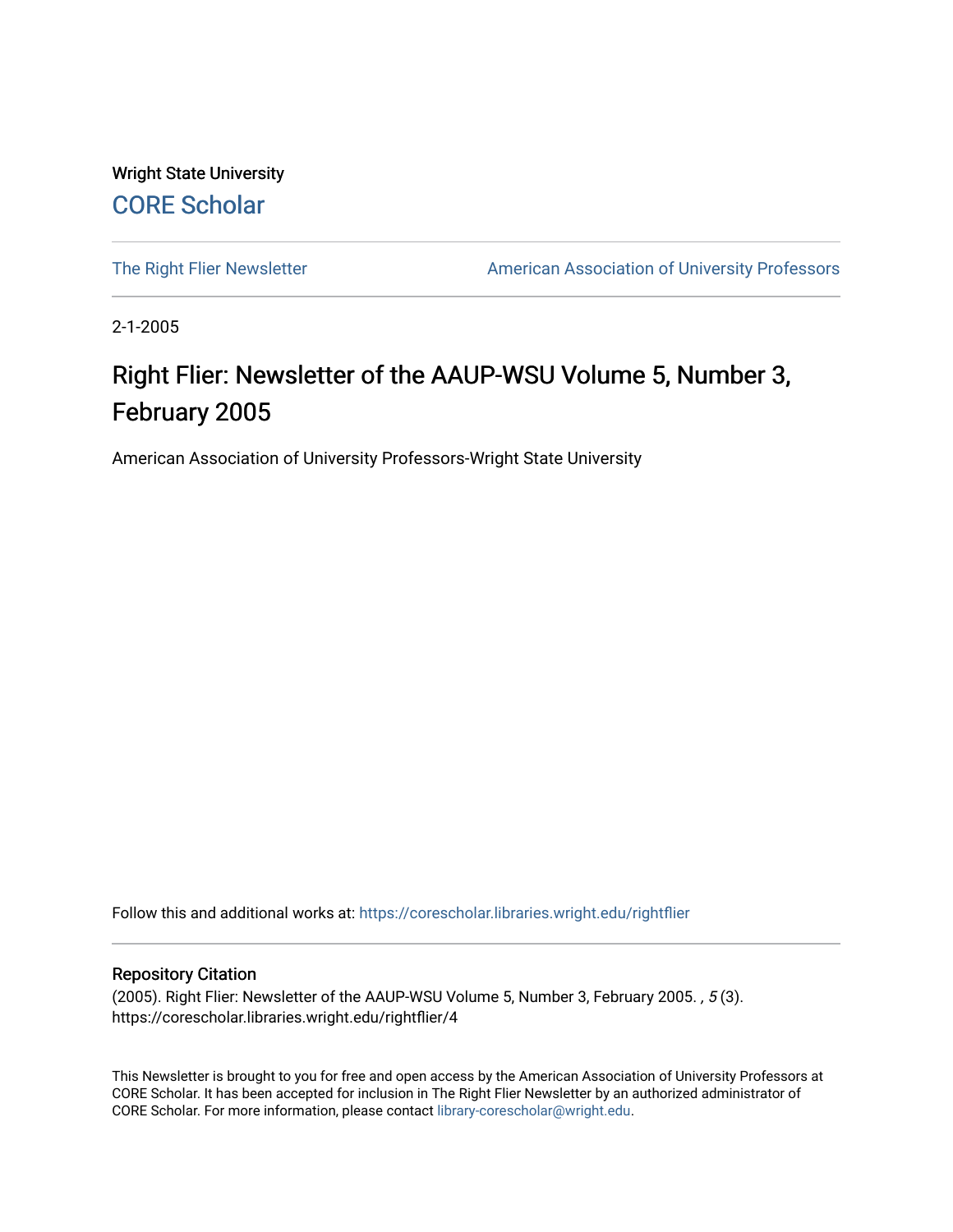Wright State University

CORE Scholar

The Right Flier Newsletter

American Association of University Professors

2-1-2005

# Right Flier: Newsletter of the AAUP-WSU Volume 5, Number 3, February 2005

American Association of University Professors-Wright State University

Follow this and additional works at: https://corescholar.libraries.wright.edu/rightflier

## Repository Citation

(2005). Right Flier: Newsletter of the AAUP-WSU Volume 5, Number 3, February 2005. , *5* (3). https://corescholar.libraries.wright.edu/rightflier/4

This Newsletter is brought to you for free and open access by the American Association of University Professors at CORE Scholar. It has been accepted for inclusion in The Right Flier Newsletter by an authorized administrator of CORE Scholar. For more information, please contact library-corescholar@wright.edu.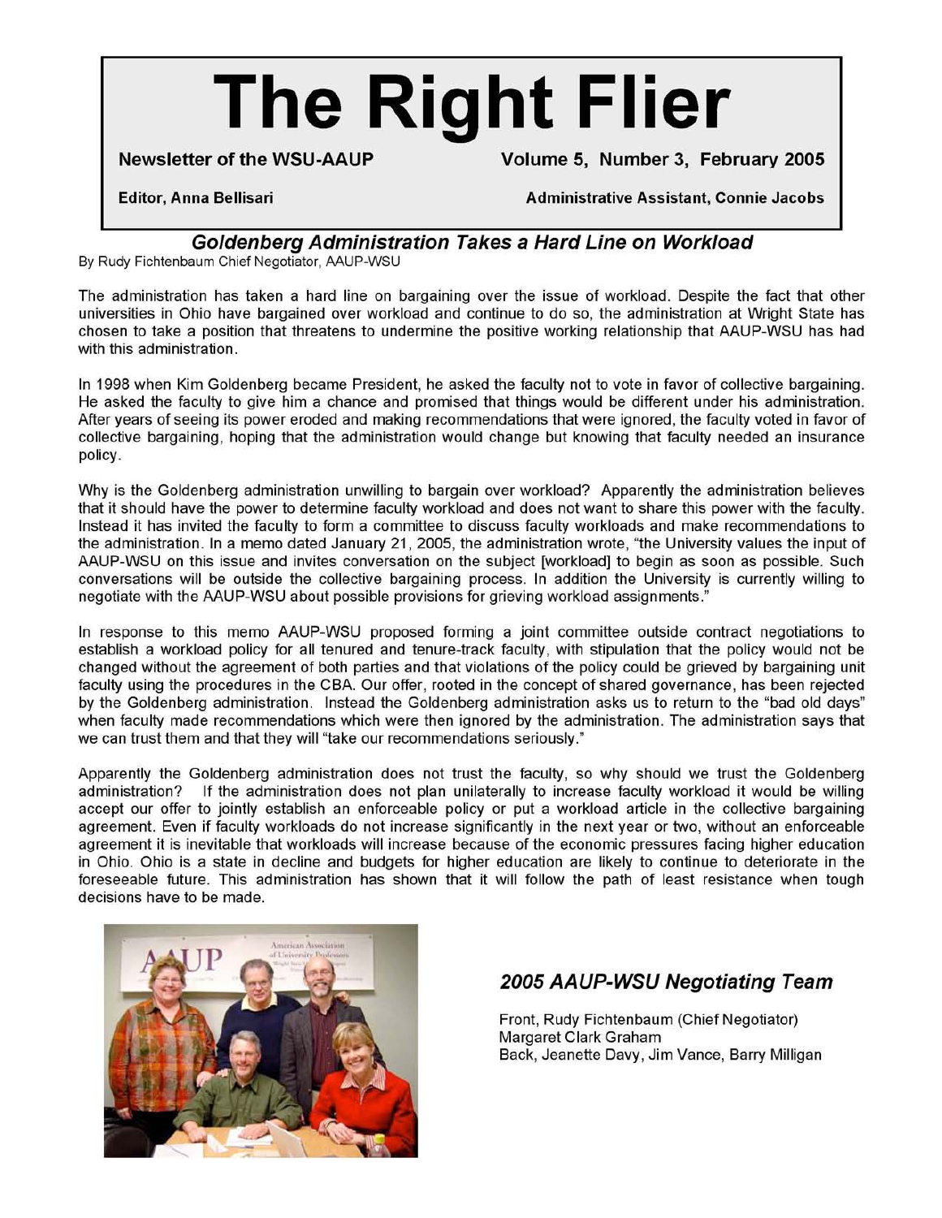# The Right Flier

**Newsletter of the WSU-AAUP** **Volume 5, Number 3, February 2005**

**Editor, Anna Bellisari** **Administrative Assistant, Connie Jacobs**

## *Goldenberg Administration Takes a Hard Line on Workload*

By Rudy Fichtenbaum Chief Negotiator, AAUP-WSU

The administration has taken a hard line on bargaining over the issue of workload. Despite the fact that other universities in Ohio have bargained over workload and continue to do so, the administration at Wright State has chosen to take a position that threatens to undermine the positive working relationship that AAUP-WSU has had with this administration.

In 1998 when Kim Goldenberg became President, he asked the faculty not to vote in favor of collective bargaining. He asked the faculty to give him a chance and promised that things would be different under his administration. After years of seeing its power eroded and making recommendations that were ignored, the faculty voted in favor of collective bargaining, hoping that the administration would change but knowing that faculty needed an insurance policy.

Why is the Goldenberg administration unwilling to bargain over workload? Apparently the administration believes that it should have the power to determine faculty workload and does not want to share this power with the faculty. Instead it has invited the faculty to form a committee to discuss faculty workloads and make recommendations to the administration. In a memo dated January 21, 2005, the administration wrote, "the University values the input of AAUP-WSU on this issue and invites conversation on the subject [workload] to begin as soon as possible. Such conversations will be outside the collective bargaining process. In addition the University is currently willing to negotiate with the AAUP-WSU about possible provisions for grieving workload assignments."

In response to this memo AAUP-WSU proposed forming a joint committee outside contract negotiations to establish a workload policy for all tenured and tenure-track faculty, with stipulation that the policy would not be changed without the agreement of both parties and that violations of the policy could be grieved by bargaining unit faculty using the procedures in the CBA. Our offer, rooted in the concept of shared governance, has been rejected by the Goldenberg administration. Instead the Goldenberg administration asks us to return to the "bad old days" when faculty made recommendations which were then ignored by the administration. The administration says that we can trust them and that they will "take our recommendations seriously."

Apparently the Goldenberg administration does not trust the faculty, so why should we trust the Goldenberg administration? If the administration does not plan unilaterally to increase faculty workload it would be willing accept our offer to jointly establish an enforceable policy or put a workload article in the collective bargaining agreement. Even if faculty workloads do not increase significantly in the next year or two, without an enforceable agreement it is inevitable that workloads will increase because of the economic pressures facing higher education in Ohio. Ohio is a state in decline and budgets for higher education are likely to continue to deteriorate in the foreseeable future. This administration has shown that it will follow the path of least resistance when tough decisions have to be made.

### *2005 AAUP-WSU Negotiating Team*

Front, Rudy Fichtenbaum (Chief Negotiator)
Margaret Clark Graham
Back, Jeanette Davy, Jim Vance, Barry Milligan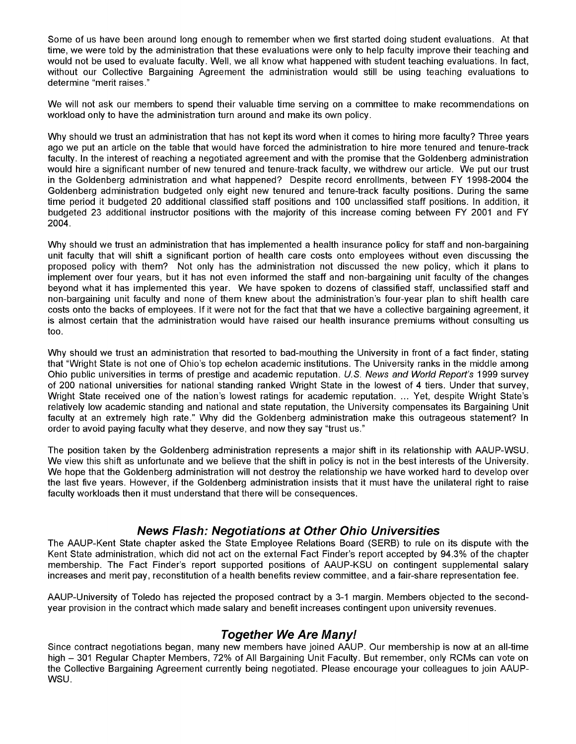Some of us have been around long enough to remember when we first started doing student evaluations. At that time, we were told by the administration that these evaluations were only to help faculty improve their teaching and would not be used to evaluate faculty. Well, we all know what happened with student teaching evaluations. In fact, without our Collective Bargaining Agreement the administration would still be using teaching evaluations to determine "merit raises."

We will not ask our members to spend their valuable time serving on a committee to make recommendations on workload only to have the administration turn around and make its own policy.

Why should we trust an administration that has not kept its word when it comes to hiring more faculty? Three years ago we put an article on the table that would have forced the administration to hire more tenured and tenure-track faculty. In the interest of reaching a negotiated agreement and with the promise that the Goldenberg administration would hire a significant number of new tenured and tenure-track faculty, we withdrew our article. We put our trust in the Goldenberg administration and what happened? Despite record enrollments, between FY 1998-2004 the Goldenberg administration budgeted only eight new tenured and tenure-track faculty positions. During the same time period it budgeted 20 additional classified staff positions and 100 unclassified staff positions. In addition, it budgeted 23 additional instructor positions with the majority of this increase coming between FY 2001 and FY 2004.

Why should we trust an administration that has implemented a health insurance policy for staff and non-bargaining unit faculty that will shift a significant portion of health care costs onto employees without even discussing the proposed policy with them? Not only has the administration not discussed the new policy, which it plans to implement over four years, but it has not even informed the staff and non-bargaining unit faculty of the changes beyond what it has implemented this year. We have spoken to dozens of classified staff, unclassified staff and non-bargaining unit faculty and none of them knew about the administration's four-year plan to shift health care costs onto the backs of employees. If it were not for the fact that that we have a collective bargaining agreement, it is almost certain that the administration would have raised our health insurance premiums without consulting us too.

Why should we trust an administration that resorted to bad-mouthing the University in front of a fact finder, stating that "Wright State is not one of Ohio's top echelon academic institutions. The University ranks in the middle among Ohio public universities in terms of prestige and academic reputation. *U.S. News and World Report's* 1999 survey of 200 national universities for national standing ranked Wright State in the lowest of 4 tiers. Under that survey, Wright State received one of the nation's lowest ratings for academic reputation. ... Yet, despite Wright State's relatively low academic standing and national and state reputation, the University compensates its Bargaining Unit faculty at an extremely high rate." Why did the Goldenberg administration make this outrageous statement? In order to avoid paying faculty what they deserve, and now they say "trust us."

The position taken by the Goldenberg administration represents a major shift in its relationship with AAUP-WSU. We view this shift as unfortunate and we believe that the shift in policy is not in the best interests of the University. We hope that the Goldenberg administration will not destroy the relationship we have worked hard to develop over the last five years. However, if the Goldenberg administration insists that it must have the unilateral right to raise faculty workloads then it must understand that there will be consequences.

## *News Flash: Negotiations at Other Ohio Universities*

The AAUP-Kent State chapter asked the State Employee Relations Board (SERB) to rule on its dispute with the Kent State administration, which did not act on the external Fact Finder's report accepted by 94.3% of the chapter membership. The Fact Finder's report supported positions of AAUP-KSU on contingent supplemental salary increases and merit pay, reconstitution of a health benefits review committee, and a fair-share representation fee.

AAUP-University of Toledo has rejected the proposed contract by a 3-1 margin. Members objected to the second-year provision in the contract which made salary and benefit increases contingent upon university revenues.

## *Together We Are Many!*

Since contract negotiations began, many new members have joined AAUP. Our membership is now at an all-time high – 301 Regular Chapter Members, 72% of All Bargaining Unit Faculty. But remember, only RCMs can vote on the Collective Bargaining Agreement currently being negotiated. Please encourage your colleagues to join AAUP-WSU.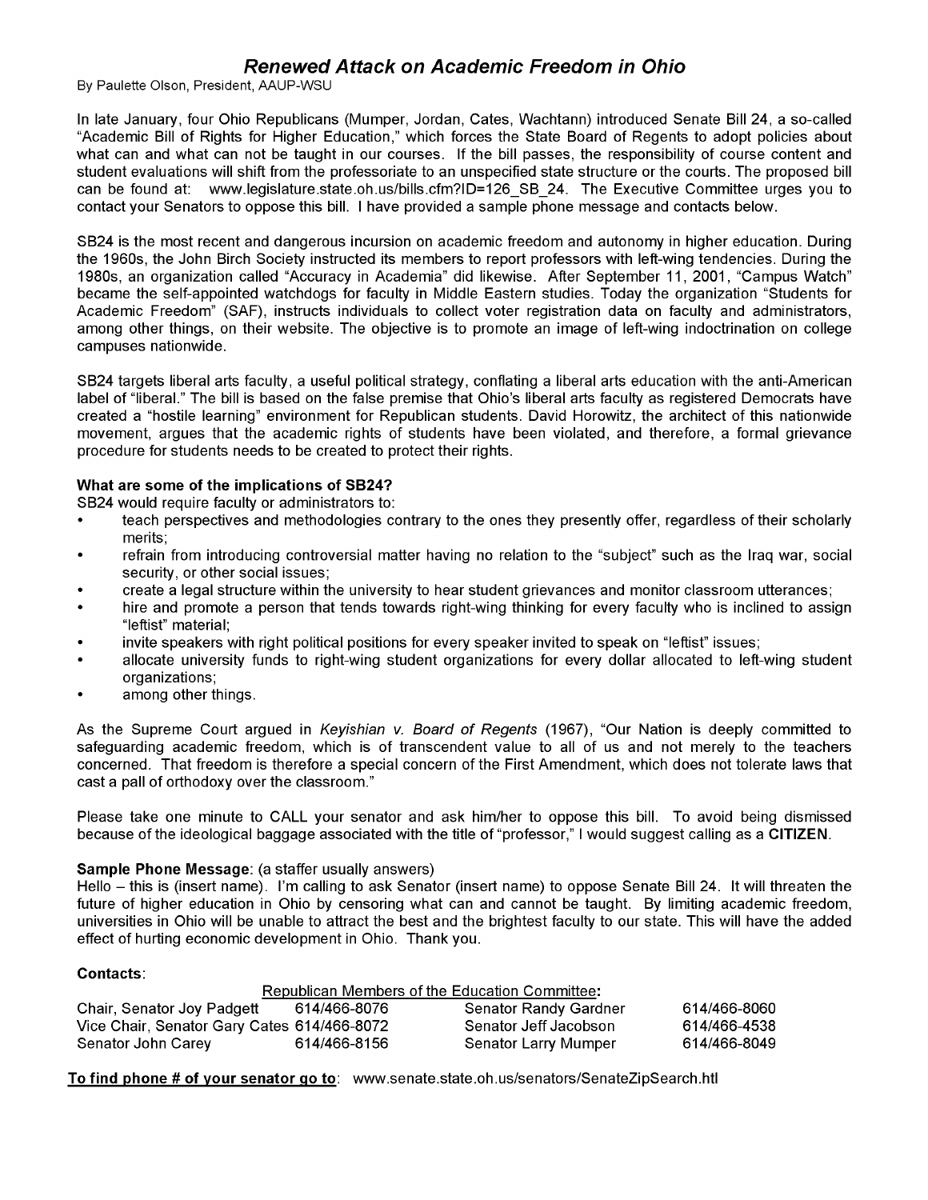# *Renewed Attack on Academic Freedom in Ohio*

By Paulette Olson, President, AAUP-WSU

In late January, four Ohio Republicans (Mumper, Jordan, Cates, Wachtann) introduced Senate Bill 24, a so-called "Academic Bill of Rights for Higher Education," which forces the State Board of Regents to adopt policies about what can and what can not be taught in our courses. If the bill passes, the responsibility of course content and student evaluations will shift from the professoriate to an unspecified state structure or the courts. The proposed bill can be found at: www.legislature.state.oh.us/bills.cfm?ID=126_SB_24. The Executive Committee urges you to contact your Senators to oppose this bill. I have provided a sample phone message and contacts below.

SB24 is the most recent and dangerous incursion on academic freedom and autonomy in higher education. During the 1960s, the John Birch Society instructed its members to report professors with left-wing tendencies. During the 1980s, an organization called "Accuracy in Academia" did likewise. After September 11, 2001, "Campus Watch" became the self-appointed watchdogs for faculty in Middle Eastern studies. Today the organization "Students for Academic Freedom" (SAF), instructs individuals to collect voter registration data on faculty and administrators, among other things, on their website. The objective is to promote an image of left-wing indoctrination on college campuses nationwide.

SB24 targets liberal arts faculty, a useful political strategy, conflating a liberal arts education with the anti-American label of "liberal." The bill is based on the false premise that Ohio's liberal arts faculty as registered Democrats have created a "hostile learning" environment for Republican students. David Horowitz, the architect of this nationwide movement, argues that the academic rights of students have been violated, and therefore, a formal grievance procedure for students needs to be created to protect their rights.

**What are some of the implications of SB24?**

SB24 would require faculty or administrators to:

- teach perspectives and methodologies contrary to the ones they presently offer, regardless of their scholarly merits;
- refrain from introducing controversial matter having no relation to the "subject" such as the Iraq war, social security, or other social issues;
- create a legal structure within the university to hear student grievances and monitor classroom utterances;
- hire and promote a person that tends towards right-wing thinking for every faculty who is inclined to assign "leftist" material;
- invite speakers with right political positions for every speaker invited to speak on "leftist" issues;
- allocate university funds to right-wing student organizations for every dollar allocated to left-wing student organizations;
- among other things.

As the Supreme Court argued in *Keyishian v. Board of Regents* (1967), "Our Nation is deeply committed to safeguarding academic freedom, which is of transcendent value to all of us and not merely to the teachers concerned. That freedom is therefore a special concern of the First Amendment, which does not tolerate laws that cast a pall of orthodoxy over the classroom."

Please take one minute to CALL your senator and ask him/her to oppose this bill. To avoid being dismissed because of the ideological baggage associated with the title of "professor," I would suggest calling as a **CITIZEN**.

**Sample Phone Message**: (a staffer usually answers)

Hello – this is (insert name). I'm calling to ask Senator (insert name) to oppose Senate Bill 24. It will threaten the future of higher education in Ohio by censoring what can and cannot be taught. By limiting academic freedom, universities in Ohio will be unable to attract the best and the brightest faculty to our state. This will have the added effect of hurting economic development in Ohio. Thank you.

**Contacts**:

Republican Members of the Education Committee:

| | | | |
|---|---|---|---|
| Chair, Senator Joy Padgett | 614/466-8076 | Senator Randy Gardner | 614/466-8060 |
| Vice Chair, Senator Gary Cates | 614/466-8072 | Senator Jeff Jacobson | 614/466-4538 |
| Senator John Carey | 614/466-8156 | Senator Larry Mumper | 614/466-8049 |

**To find phone # of your senator go to**: www.senate.state.oh.us/senators/SenateZipSearch.htl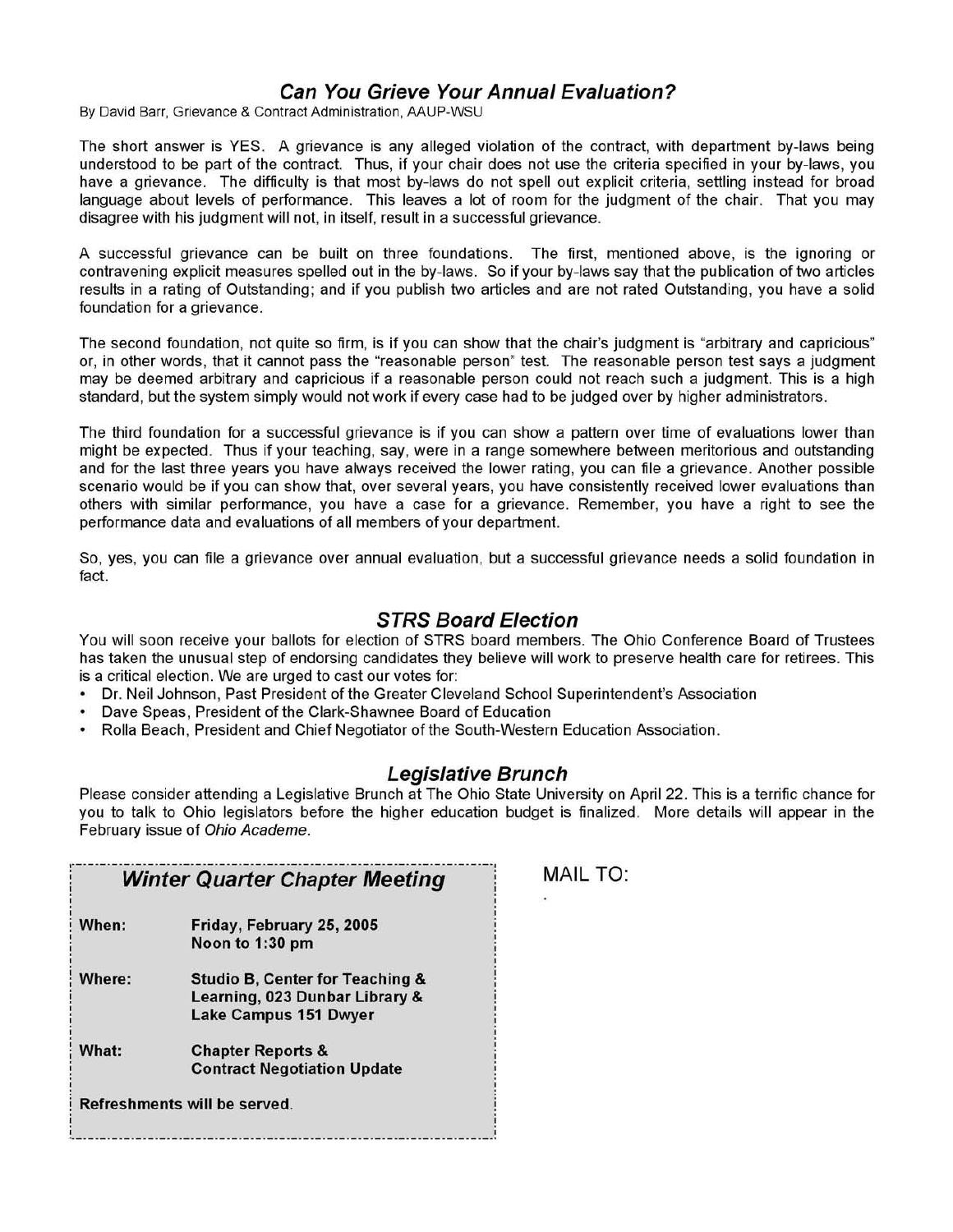## *Can You Grieve Your Annual Evaluation?*

By David Barr, Grievance & Contract Administration, AAUP-WSU

The short answer is YES. A grievance is any alleged violation of the contract, with department by-laws being understood to be part of the contract. Thus, if your chair does not use the criteria specified in your by-laws, you have a grievance. The difficulty is that most by-laws do not spell out explicit criteria, settling instead for broad language about levels of performance. This leaves a lot of room for the judgment of the chair. That you may disagree with his judgment will not, in itself, result in a successful grievance.

A successful grievance can be built on three foundations. The first, mentioned above, is the ignoring or contravening explicit measures spelled out in the by-laws. So if your by-laws say that the publication of two articles results in a rating of Outstanding; and if you publish two articles and are not rated Outstanding, you have a solid foundation for a grievance.

The second foundation, not quite so firm, is if you can show that the chair's judgment is "arbitrary and capricious" or, in other words, that it cannot pass the "reasonable person" test. The reasonable person test says a judgment may be deemed arbitrary and capricious if a reasonable person could not reach such a judgment. This is a high standard, but the system simply would not work if every case had to be judged over by higher administrators.

The third foundation for a successful grievance is if you can show a pattern over time of evaluations lower than might be expected. Thus if your teaching, say, were in a range somewhere between meritorious and outstanding and for the last three years you have always received the lower rating, you can file a grievance. Another possible scenario would be if you can show that, over several years, you have consistently received lower evaluations than others with similar performance, you have a case for a grievance. Remember, you have a right to see the performance data and evaluations of all members of your department.

So, yes, you can file a grievance over annual evaluation, but a successful grievance needs a solid foundation in fact.

## *STRS Board Election*

You will soon receive your ballots for election of STRS board members. The Ohio Conference Board of Trustees has taken the unusual step of endorsing candidates they believe will work to preserve health care for retirees. This is a critical election. We are urged to cast our votes for:

- Dr. Neil Johnson, Past President of the Greater Cleveland School Superintendent's Association
- Dave Speas, President of the Clark-Shawnee Board of Education
- Rolla Beach, President and Chief Negotiator of the South-Western Education Association.

## *Legislative Brunch*

Please consider attending a Legislative Brunch at The Ohio State University on April 22. This is a terrific chance for you to talk to Ohio legislators before the higher education budget is finalized. More details will appear in the February issue of *Ohio Academe.*

### *Winter Quarter Chapter Meeting*

**When:** **Friday, February 25, 2005**
**Noon to 1:30 pm**

**Where:** **Studio B, Center for Teaching & Learning, 023 Dunbar Library & Lake Campus 151 Dwyer**

**What:** **Chapter Reports & Contract Negotiation Update**

**Refreshments will be served.**

MAIL TO: